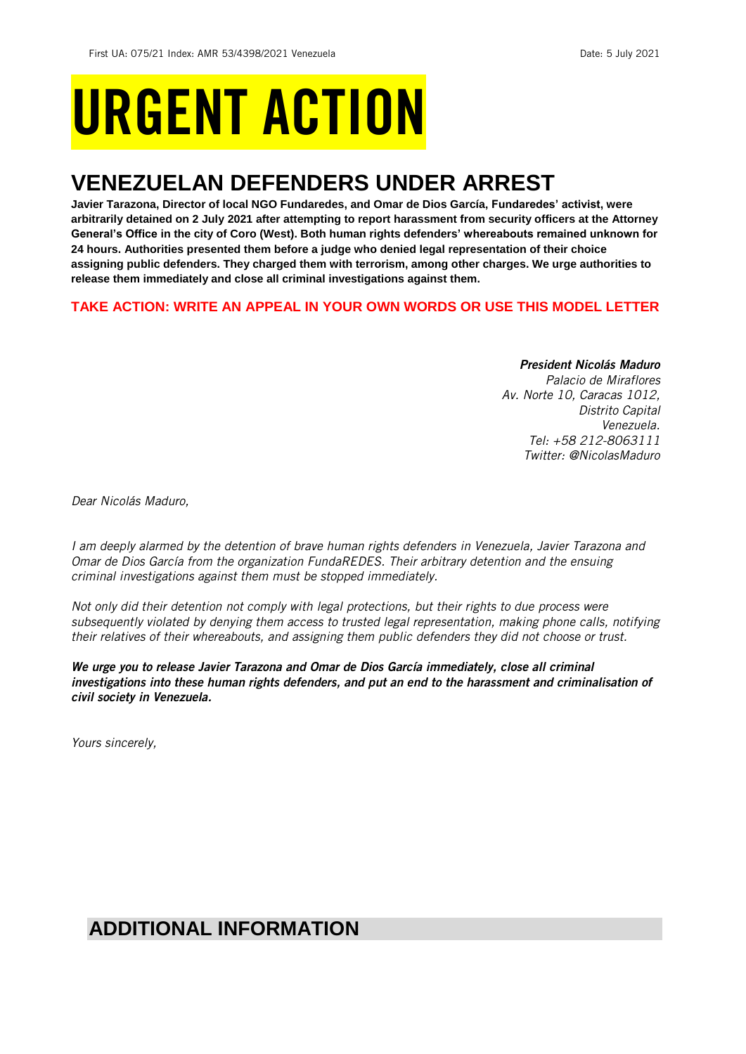First UA: 075/21 Index: AMR 53/4398/2021 Venezuela Date: 5 July 2021

# URGENT ACTION

## VENEZUELAN DEFENDERS UNDER ARREST

**Javier Tarazona, Director of local NGO Fundaredes, and Omar de Dios García, Fundaredes' activist, were arbitrarily detained on 2 July 2021 after attempting to report harassment from security officers at the Attorney General's Office in the city of Coro (West). Both human rights defenders' whereabouts remained unknown for 24 hours. Authorities presented them before a judge who denied legal representation of their choice assigning public defenders. They charged them with terrorism, among other charges. We urge authorities to release them immediately and close all criminal investigations against them.**

**TAKE ACTION: WRITE AN APPEAL IN YOUR OWN WORDS OR USE THIS MODEL LETTER**

***President Nicolás Maduro***
*Palacio de Miraflores*
*Av. Norte 10, Caracas 1012,*
*Distrito Capital*
*Venezuela.*
*Tel: +58 212-8063111*
*Twitter: @NicolasMaduro*

*Dear Nicolás Maduro,*

*I am deeply alarmed by the detention of brave human rights defenders in Venezuela, Javier Tarazona and Omar de Dios García from the organization FundaREDES. Their arbitrary detention and the ensuing criminal investigations against them must be stopped immediately.*

*Not only did their detention not comply with legal protections, but their rights to due process were subsequently violated by denying them access to trusted legal representation, making phone calls, notifying their relatives of their whereabouts, and assigning them public defenders they did not choose or trust.*

***We urge you to release Javier Tarazona and Omar de Dios García immediately, close all criminal investigations into these human rights defenders, and put an end to the harassment and criminalisation of civil society in Venezuela.***

*Yours sincerely,*

## ADDITIONAL INFORMATION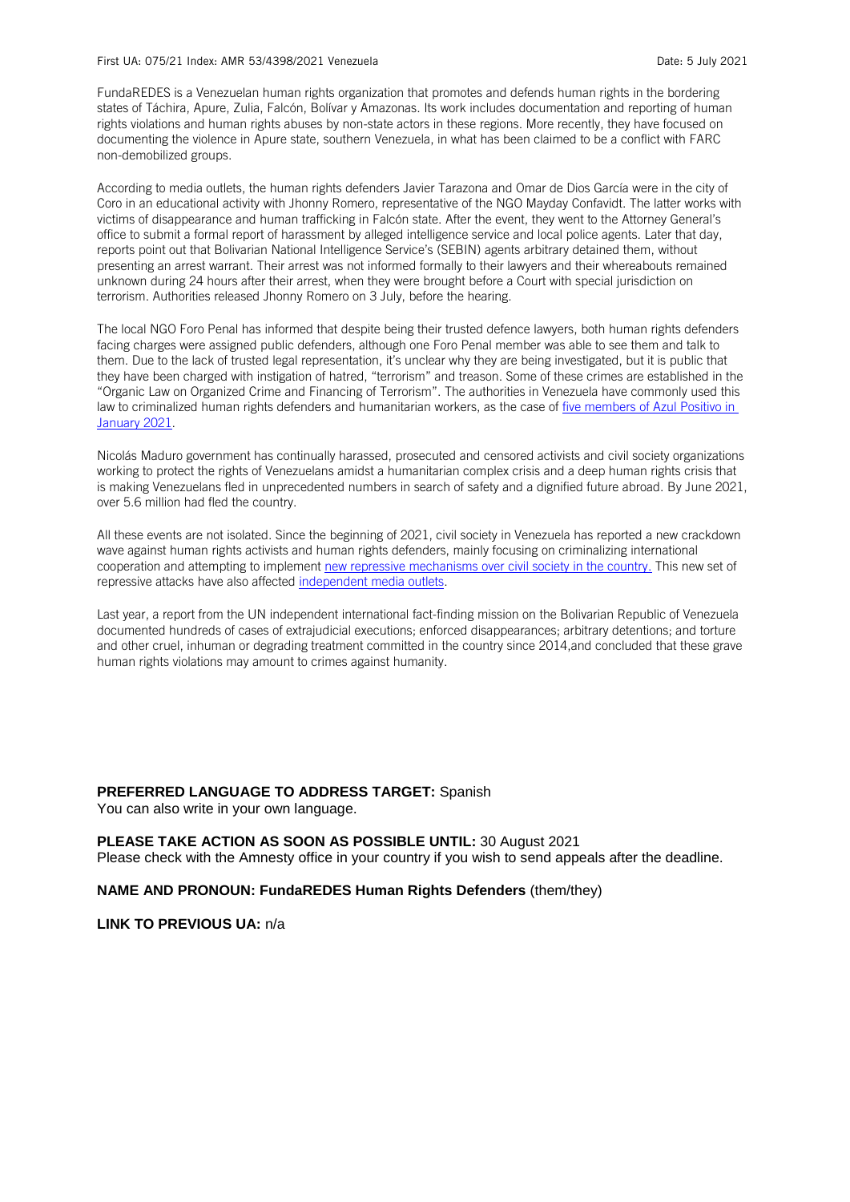FundaREDES is a Venezuelan human rights organization that promotes and defends human rights in the bordering states of Táchira, Apure, Zulia, Falcón, Bolívar y Amazonas. Its work includes documentation and reporting of human rights violations and human rights abuses by non-state actors in these regions. More recently, they have focused on documenting the violence in Apure state, southern Venezuela, in what has been claimed to be a conflict with FARC non-demobilized groups.

According to media outlets, the human rights defenders Javier Tarazona and Omar de Dios García were in the city of Coro in an educational activity with Jhonny Romero, representative of the NGO Mayday Confavidt. The latter works with victims of disappearance and human trafficking in Falcón state. After the event, they went to the Attorney General's office to submit a formal report of harassment by alleged intelligence service and local police agents. Later that day, reports point out that Bolivarian National Intelligence Service's (SEBIN) agents arbitrary detained them, without presenting an arrest warrant. Their arrest was not informed formally to their lawyers and their whereabouts remained unknown during 24 hours after their arrest, when they were brought before a Court with special jurisdiction on terrorism. Authorities released Jhonny Romero on 3 July, before the hearing.

The local NGO Foro Penal has informed that despite being their trusted defence lawyers, both human rights defenders facing charges were assigned public defenders, although one Foro Penal member was able to see them and talk to them. Due to the lack of trusted legal representation, it's unclear why they are being investigated, but it is public that they have been charged with instigation of hatred, "terrorism" and treason. Some of these crimes are established in the "Organic Law on Organized Crime and Financing of Terrorism". The authorities in Venezuela have commonly used this law to criminalized human rights defenders and humanitarian workers, as the case of five members of Azul Positivo in January 2021.

Nicolás Maduro government has continually harassed, prosecuted and censored activists and civil society organizations working to protect the rights of Venezuelans amidst a humanitarian complex crisis and a deep human rights crisis that is making Venezuelans fled in unprecedented numbers in search of safety and a dignified future abroad. By June 2021, over 5.6 million had fled the country.

All these events are not isolated. Since the beginning of 2021, civil society in Venezuela has reported a new crackdown wave against human rights activists and human rights defenders, mainly focusing on criminalizing international cooperation and attempting to implement new repressive mechanisms over civil society in the country. This new set of repressive attacks have also affected independent media outlets.

Last year, a report from the UN independent international fact-finding mission on the Bolivarian Republic of Venezuela documented hundreds of cases of extrajudicial executions; enforced disappearances; arbitrary detentions; and torture and other cruel, inhuman or degrading treatment committed in the country since 2014,and concluded that these grave human rights violations may amount to crimes against humanity.

**PREFERRED LANGUAGE TO ADDRESS TARGET:** Spanish
You can also write in your own language.

**PLEASE TAKE ACTION AS SOON AS POSSIBLE UNTIL:** 30 August 2021
Please check with the Amnesty office in your country if you wish to send appeals after the deadline.

**NAME AND PRONOUN: FundaREDES Human Rights Defenders** (them/they)

**LINK TO PREVIOUS UA:** n/a